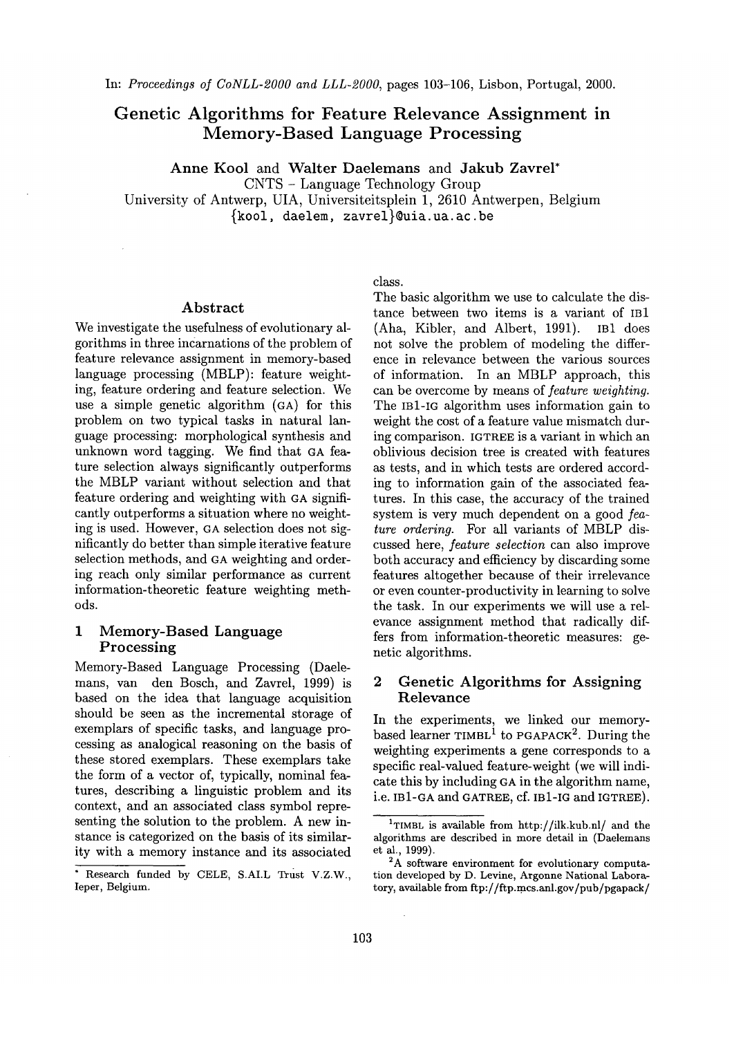In: *Proceedings of CoNLL-2000 and LLL-2000*, pages 103-106, Lisbon, Portugal, 2000.

# Genetic Algorithms for Feature Relevance Assignment in Memory-Based Language Processing

**Anne Kool** and **Walter Daelemans** and **Jakub Zavrel**[*]

CNTS - Language Technology Group
University of Antwerp, UIA, Universiteitsplein 1, 2610 Antwerpen, Belgium
{kool, daelem, zavrel}@uia.ua.ac.be

## Abstract

We investigate the usefulness of evolutionary algorithms in three incarnations of the problem of feature relevance assignment in memory-based language processing (MBLP): feature weighting, feature ordering and feature selection. We use a simple genetic algorithm (GA) for this problem on two typical tasks in natural language processing: morphological synthesis and unknown word tagging. We find that GA feature selection always significantly outperforms the MBLP variant without selection and that feature ordering and weighting with GA significantly outperforms a situation where no weighting is used. However, GA selection does not significantly do better than simple iterative feature selection methods, and GA weighting and ordering reach only similar performance as current information-theoretic feature weighting methods.

## 1 Memory-Based Language Processing

Memory-Based Language Processing (Daelemans, van den Bosch, and Zavrel, 1999) is based on the idea that language acquisition should be seen as the incremental storage of exemplars of specific tasks, and language processing as analogical reasoning on the basis of these stored exemplars. These exemplars take the form of a vector of, typically, nominal features, describing a linguistic problem and its context, and an associated class symbol representing the solution to the problem. A new instance is categorized on the basis of its similarity with a memory instance and its associated class.

The basic algorithm we use to calculate the distance between two items is a variant of IB1 (Aha, Kibler, and Albert, 1991). IB1 does not solve the problem of modeling the difference in relevance between the various sources of information. In an MBLP approach, this can be overcome by means of *feature weighting*. The IB1-IG algorithm uses information gain to weight the cost of a feature value mismatch during comparison. IGTREE is a variant in which an oblivious decision tree is created with features as tests, and in which tests are ordered according to information gain of the associated features. In this case, the accuracy of the trained system is very much dependent on a good *feature ordering*. For all variants of MBLP discussed here, *feature selection* can also improve both accuracy and efficiency by discarding some features altogether because of their irrelevance or even counter-productivity in learning to solve the task. In our experiments we will use a relevance assignment method that radically differs from information-theoretic measures: genetic algorithms.

## 2 Genetic Algorithms for Assigning Relevance

In the experiments, we linked our memory-based learner TIMBL[1] to PGAPACK[2]. During the weighting experiments a gene corresponds to a specific real-valued feature-weight (we will indicate this by including GA in the algorithm name, i.e. IB1-GA and GATREE, cf. IB1-IG and IGTREE).

---

[*] Research funded by CELE, S.AI.L Trust V.Z.W., Ieper, Belgium.

[1] TIMBL is available from http://ilk.kub.nl/ and the algorithms are described in more detail in (Daelemans et al., 1999).

[2] A software environment for evolutionary computation developed by D. Levine, Argonne National Laboratory, available from ftp://ftp.mcs.anl.gov/pub/pgapack/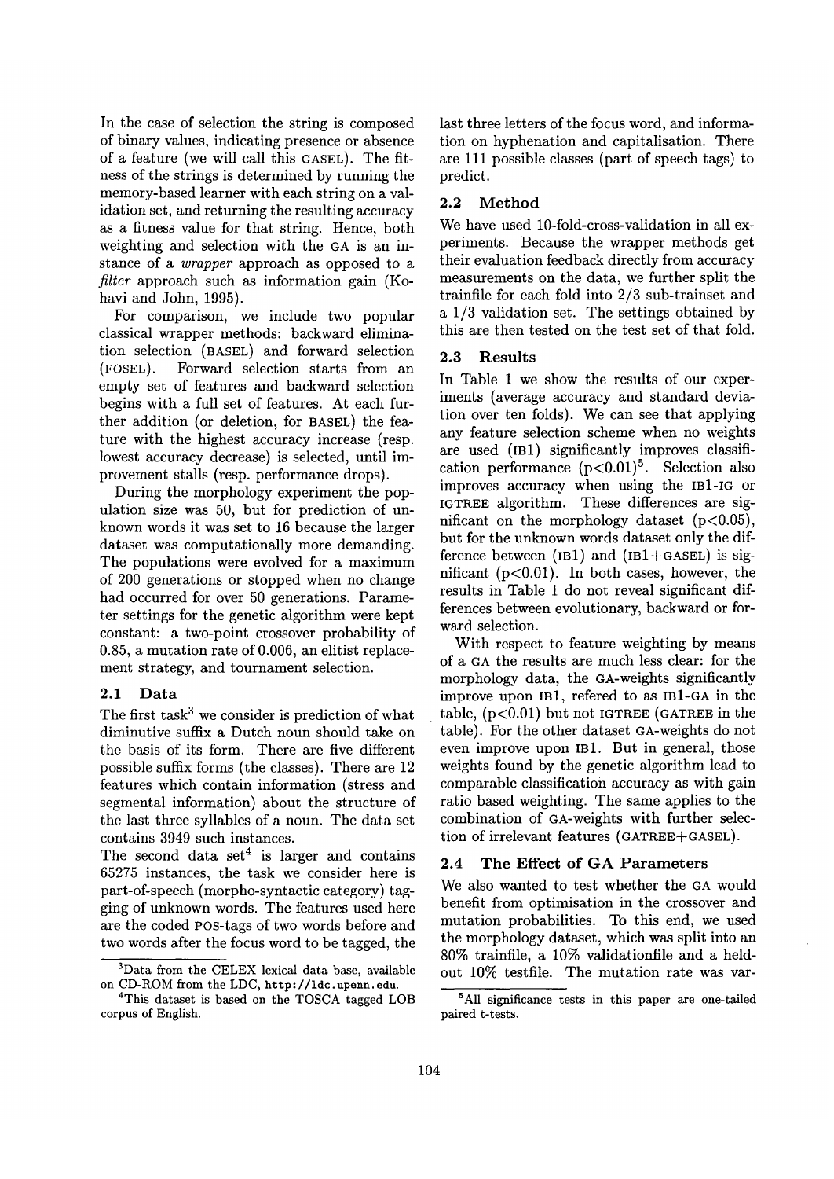In the case of selection the string is composed of binary values, indicating presence or absence of a feature (we will call this GASEL). The fitness of the strings is determined by running the memory-based learner with each string on a validation set, and returning the resulting accuracy as a fitness value for that string. Hence, both weighting and selection with the GA is an instance of a *wrapper* approach as opposed to a *filter* approach such as information gain (Kohavi and John, 1995).

For comparison, we include two popular classical wrapper methods: backward elimination selection (BASEL) and forward selection (FOSEL). Forward selection starts from an empty set of features and backward selection begins with a full set of features. At each further addition (or deletion, for BASEL) the feature with the highest accuracy increase (resp. lowest accuracy decrease) is selected, until improvement stalls (resp. performance drops).

During the morphology experiment the population size was 50, but for prediction of unknown words it was set to 16 because the larger dataset was computationally more demanding. The populations were evolved for a maximum of 200 generations or stopped when no change had occurred for over 50 generations. Parameter settings for the genetic algorithm were kept constant: a two-point crossover probability of 0.85, a mutation rate of 0.006, an elitist replacement strategy, and tournament selection.

### 2.1 Data

The first task[3] we consider is prediction of what diminutive suffix a Dutch noun should take on the basis of its form. There are five different possible suffix forms (the classes). There are 12 features which contain information (stress and segmental information) about the structure of the last three syllables of a noun. The data set contains 3949 such instances.

The second data set[4] is larger and contains 65275 instances, the task we consider here is part-of-speech (morpho-syntactic category) tagging of unknown words. The features used here are the coded POS-tags of two words before and two words after the focus word to be tagged, the last three letters of the focus word, and information on hyphenation and capitalisation. There are 111 possible classes (part of speech tags) to predict.

### 2.2 Method

We have used 10-fold-cross-validation in all experiments. Because the wrapper methods get their evaluation feedback directly from accuracy measurements on the data, we further split the trainfile for each fold into 2/3 sub-trainset and a 1/3 validation set. The settings obtained by this are then tested on the test set of that fold.

### 2.3 Results

In Table 1 we show the results of our experiments (average accuracy and standard deviation over ten folds). We can see that applying any feature selection scheme when no weights are used (IB1) significantly improves classification performance ($p<0.01$)[5]. Selection also improves accuracy when using the IB1-IG or IGTREE algorithm. These differences are significant on the morphology dataset ($p<0.05$), but for the unknown words dataset only the difference between (IB1) and (IB1+GASEL) is significant ($p<0.01$). In both cases, however, the results in Table 1 do not reveal significant differences between evolutionary, backward or forward selection.

With respect to feature weighting by means of a GA the results are much less clear: for the morphology data, the GA-weights significantly improve upon IB1, refered to as IB1-GA in the table, ($p<0.01$) but not IGTREE (GATREE in the table). For the other dataset GA-weights do not even improve upon IB1. But in general, those weights found by the genetic algorithm lead to comparable classification accuracy as with gain ratio based weighting. The same applies to the combination of GA-weights with further selection of irrelevant features (GATREE+GASEL).

### 2.4 The Effect of GA Parameters

We also wanted to test whether the GA would benefit from optimisation in the crossover and mutation probabilities. To this end, we used the morphology dataset, which was split into an 80% trainfile, a 10% validationfile and a held-out 10% testfile. The mutation rate was var-

---

[3] Data from the CELEX lexical data base, available on CD-ROM from the LDC, http://ldc.upenn.edu.

[4] This dataset is based on the TOSCA tagged LOB corpus of English.

[5] All significance tests in this paper are one-tailed paired t-tests.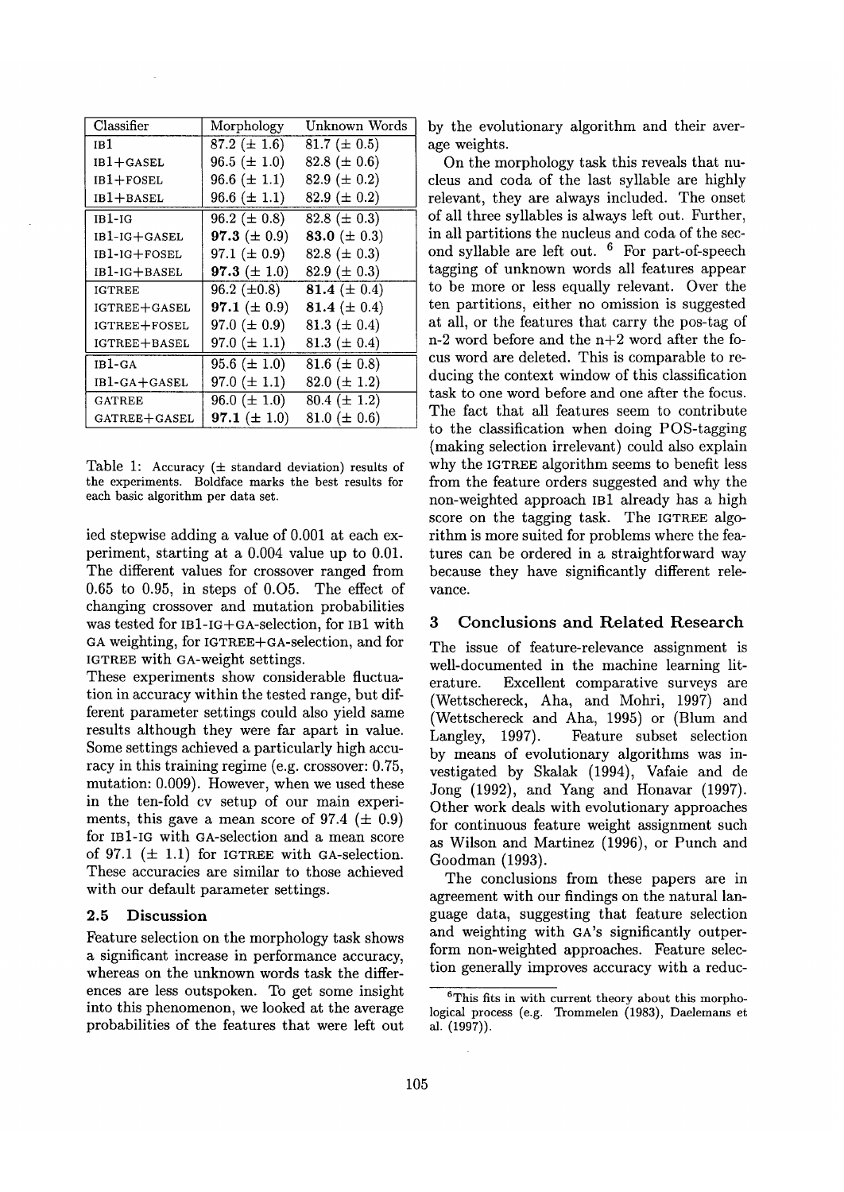| Classifier | Morphology | Unknown Words |
|---|---|---|
| IB1 | 87.2 (± 1.6) | 81.7 (± 0.5) |
| IB1+GASEL | 96.5 (± 1.0) | 82.8 (± 0.6) |
| IB1+FOSEL | 96.6 (± 1.1) | 82.9 (± 0.2) |
| IB1+BASEL | 96.6 (± 1.1) | 82.9 (± 0.2) |
| IB1-IG | 96.2 (± 0.8) | 82.8 (± 0.3) |
| IB1-IG+GASEL | **97.3** (± 0.9) | **83.0** (± 0.3) |
| IB1-IG+FOSEL | 97.1 (± 0.9) | 82.8 (± 0.3) |
| IB1-IG+BASEL | **97.3** (± 1.0) | 82.9 (± 0.3) |
| IGTREE | 96.2 (±0.8) | **81.4** (± 0.4) |
| IGTREE+GASEL | **97.1** (± 0.9) | **81.4** (± 0.4) |
| IGTREE+FOSEL | 97.0 (± 0.9) | 81.3 (± 0.4) |
| IGTREE+BASEL | 97.0 (± 1.1) | 81.3 (± 0.4) |
| IB1-GA | 95.6 (± 1.0) | 81.6 (± 0.8) |
| IB1-GA+GASEL | 97.0 (± 1.1) | 82.0 (± 1.2) |
| GATREE | 96.0 (± 1.0) | 80.4 (± 1.2) |
| GATREE+GASEL | **97.1** (± 1.0) | 81.0 (± 0.6) |

Table 1: Accuracy (± standard deviation) results of the experiments. Boldface marks the best results for each basic algorithm per data set.

ied stepwise adding a value of 0.001 at each experiment, starting at a 0.004 value up to 0.01. The different values for crossover ranged from 0.65 to 0.95, in steps of 0.O5. The effect of changing crossover and mutation probabilities was tested for IB1-IG+GA-selection, for IB1 with GA weighting, for IGTREE+GA-selection, and for IGTREE with GA-weight settings.

These experiments show considerable fluctuation in accuracy within the tested range, but different parameter settings could also yield same results although they were far apart in value. Some settings achieved a particularly high accuracy in this training regime (e.g. crossover: 0.75, mutation: 0.009). However, when we used these in the ten-fold cv setup of our main experiments, this gave a mean score of 97.4 (± 0.9) for IB1-IG with GA-selection and a mean score of 97.1 (± 1.1) for IGTREE with GA-selection. These accuracies are similar to those achieved with our default parameter settings.

### 2.5 Discussion

Feature selection on the morphology task shows a significant increase in performance accuracy, whereas on the unknown words task the differences are less outspoken. To get some insight into this phenomenon, we looked at the average probabilities of the features that were left out by the evolutionary algorithm and their average weights.

On the morphology task this reveals that nucleus and coda of the last syllable are highly relevant, they are always included. The onset of all three syllables is always left out. Further, in all partitions the nucleus and coda of the second syllable are left out. [6] For part-of-speech tagging of unknown words all features appear to be more or less equally relevant. Over the ten partitions, either no omission is suggested at all, or the features that carry the pos-tag of n-2 word before and the n+2 word after the focus word are deleted. This is comparable to reducing the context window of this classification task to one word before and one after the focus. The fact that all features seem to contribute to the classification when doing POS-tagging (making selection irrelevant) could also explain why the IGTREE algorithm seems to benefit less from the feature orders suggested and why the non-weighted approach IB1 already has a high score on the tagging task. The IGTREE algorithm is more suited for problems where the features can be ordered in a straightforward way because they have significantly different relevance.

## 3 Conclusions and Related Research

The issue of feature-relevance assignment is well-documented in the machine learning literature. Excellent comparative surveys are (Wettschereck, Aha, and Mohri, 1997) and (Wettschereck and Aha, 1995) or (Blum and Langley, 1997). Feature subset selection by means of evolutionary algorithms was investigated by Skalak (1994), Vafaie and de Jong (1992), and Yang and Honavar (1997). Other work deals with evolutionary approaches for continuous feature weight assignment such as Wilson and Martinez (1996), or Punch and Goodman (1993).

The conclusions from these papers are in agreement with our findings on the natural language data, suggesting that feature selection and weighting with GA's significantly outperform non-weighted approaches. Feature selection generally improves accuracy with a reduc-

[6] This fits in with current theory about this morphological process (e.g. Trommelen (1983), Daelemans et al. (1997)).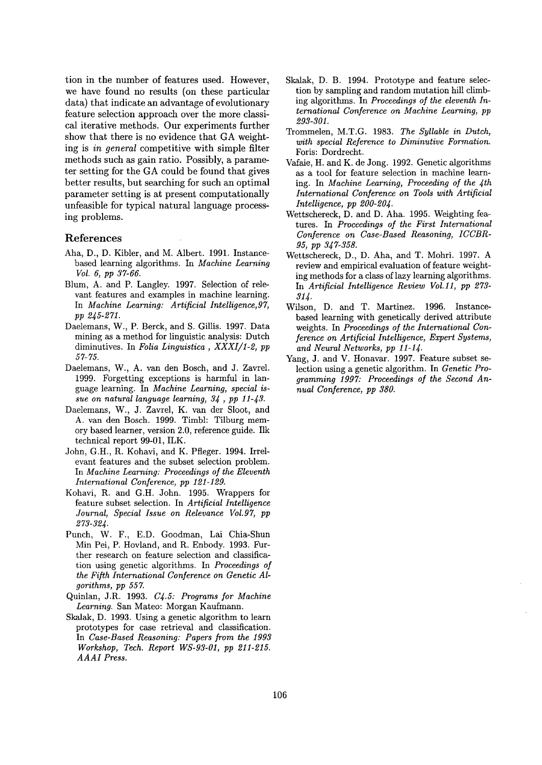tion in the number of features used. However, we have found no results (on these particular data) that indicate an advantage of evolutionary feature selection approach over the more classical iterative methods. Our experiments further show that there is no evidence that GA weighting is *in general* competitive with simple filter methods such as gain ratio. Possibly, a parameter setting for the GA could be found that gives better results, but searching for such an optimal parameter setting is at present computationally unfeasible for typical natural language processing problems.

## References

Aha, D., D. Kibler, and M. Albert. 1991. Instance-based learning algorithms. In *Machine Learning Vol. 6, pp 37-66.*

Blum, A. and P. Langley. 1997. Selection of relevant features and examples in machine learning. In *Machine Learning: Artificial Intelligence,97, pp 245-271.*

Daelemans, W., P. Berck, and S. Gillis. 1997. Data mining as a method for linguistic analysis: Dutch diminutives. In *Folia Linguistica , XXXI/1-2, pp 57-75.*

Daelemans, W., A. van den Bosch, and J. Zavrel. 1999. Forgetting exceptions is harmful in language learning. In *Machine Learning, special issue on natural language learning, 34 , pp 11-43.*

Daelemans, W., J. Zavrel, K. van der Sloot, and A. van den Bosch. 1999. Timbl: Tilburg memory based learner, version 2.0, reference guide. Ilk technical report 99-01, ILK.

John, G.H., R. Kohavi, and K. Pfleger. 1994. Irrelevant features and the subset selection problem. In *Machine Learning: Proceedings of the Eleventh International Conference, pp 121-129.*

Kohavi, R. and G.H. John. 1995. Wrappers for feature subset selection. In *Artificial Intelligence Journal, Special Issue on Relevance Vol.97, pp 273-324.*

Punch, W. F., E.D. Goodman, Lai Chia-Shun Min Pei, P. Hovland, and R. Enbody. 1993. Further research on feature selection and classification using genetic algorithms. In *Proceedings of the Fifth International Conference on Genetic Algorithms, pp 557.*

Quinlan, J.R. 1993. *C4.5: Programs for Machine Learning.* San Mateo: Morgan Kaufmann.

Skalak, D. 1993. Using a genetic algorithm to learn prototypes for case retrieval and classification. In *Case-Based Reasoning: Papers from the 1993 Workshop, Tech. Report WS-93-01, pp 211-215. AAAI Press.*

Skalak, D. B. 1994. Prototype and feature selection by sampling and random mutation hill climbing algorithms. In *Proceedings of the eleventh International Conference on Machine Learning, pp 293-301.*

Trommelen, M.T.G. 1983. *The Syllable in Dutch, with special Reference to Diminutive Formation.* Foris: Dordrecht.

Vafaie, H. and K. de Jong. 1992. Genetic algorithms as a tool for feature selection in machine learning. In *Machine Learning, Proceeding of the 4th International Conference on Tools with Artificial Intelligence, pp 200-204.*

Wettschereck, D. and D. Aha. 1995. Weighting features. In *Proceedings of the First International Conference on Case-Based Reasoning, ICCBR-95, pp 347-358.*

Wettschereck, D., D. Aha, and T. Mohri. 1997. A review and empirical evaluation of feature weighting methods for a class of lazy learning algorithms. In *Artificial Intelligence Review Vol.11, pp 273-314.*

Wilson, D. and T. Martinez. 1996. Instance-based learning with genetically derived attribute weights. In *Proceedings of the International Conference on Artificial Intelligence, Expert Systems, and Neural Networks, pp 11-14.*

Yang, J. and V. Honavar. 1997. Feature subset selection using a genetic algorithm. In *Genetic Programming 1997: Proceedings of the Second Annual Conference, pp 380.*